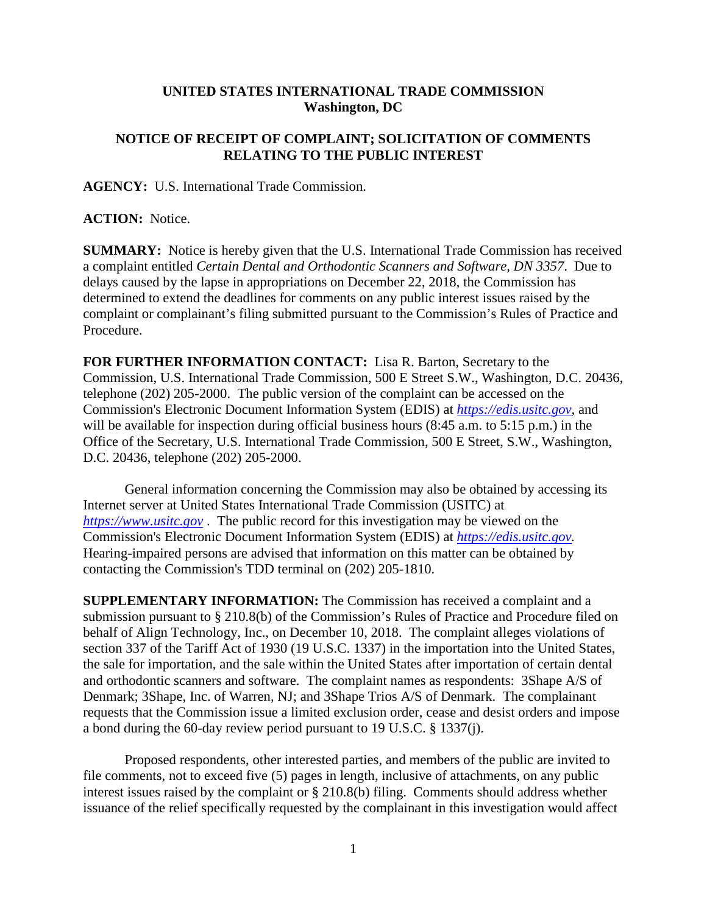**UNITED STATES INTERNATIONAL TRADE COMMISSION**
**Washington, DC**

**NOTICE OF RECEIPT OF COMPLAINT; SOLICITATION OF COMMENTS RELATING TO THE PUBLIC INTEREST**

**AGENCY:** U.S. International Trade Commission.

**ACTION:** Notice.

**SUMMARY:** Notice is hereby given that the U.S. International Trade Commission has received a complaint entitled *Certain Dental and Orthodontic Scanners and Software, DN 3357*. Due to delays caused by the lapse in appropriations on December 22, 2018, the Commission has determined to extend the deadlines for comments on any public interest issues raised by the complaint or complainant's filing submitted pursuant to the Commission's Rules of Practice and Procedure.

**FOR FURTHER INFORMATION CONTACT:** Lisa R. Barton, Secretary to the Commission, U.S. International Trade Commission, 500 E Street S.W., Washington, D.C. 20436, telephone (202) 205-2000. The public version of the complaint can be accessed on the Commission's Electronic Document Information System (EDIS) at *https://edis.usitc.gov*, and will be available for inspection during official business hours (8:45 a.m. to 5:15 p.m.) in the Office of the Secretary, U.S. International Trade Commission, 500 E Street, S.W., Washington, D.C. 20436, telephone (202) 205-2000.

General information concerning the Commission may also be obtained by accessing its Internet server at United States International Trade Commission (USITC) at *https://www.usitc.gov* . The public record for this investigation may be viewed on the Commission's Electronic Document Information System (EDIS) at *https://edis.usitc.gov.* Hearing-impaired persons are advised that information on this matter can be obtained by contacting the Commission's TDD terminal on (202) 205-1810.

**SUPPLEMENTARY INFORMATION:** The Commission has received a complaint and a submission pursuant to § 210.8(b) of the Commission's Rules of Practice and Procedure filed on behalf of Align Technology, Inc., on December 10, 2018. The complaint alleges violations of section 337 of the Tariff Act of 1930 (19 U.S.C. 1337) in the importation into the United States, the sale for importation, and the sale within the United States after importation of certain dental and orthodontic scanners and software. The complaint names as respondents: 3Shape A/S of Denmark; 3Shape, Inc. of Warren, NJ; and 3Shape Trios A/S of Denmark. The complainant requests that the Commission issue a limited exclusion order, cease and desist orders and impose a bond during the 60-day review period pursuant to 19 U.S.C. § 1337(j).

Proposed respondents, other interested parties, and members of the public are invited to file comments, not to exceed five (5) pages in length, inclusive of attachments, on any public interest issues raised by the complaint or § 210.8(b) filing. Comments should address whether issuance of the relief specifically requested by the complainant in this investigation would affect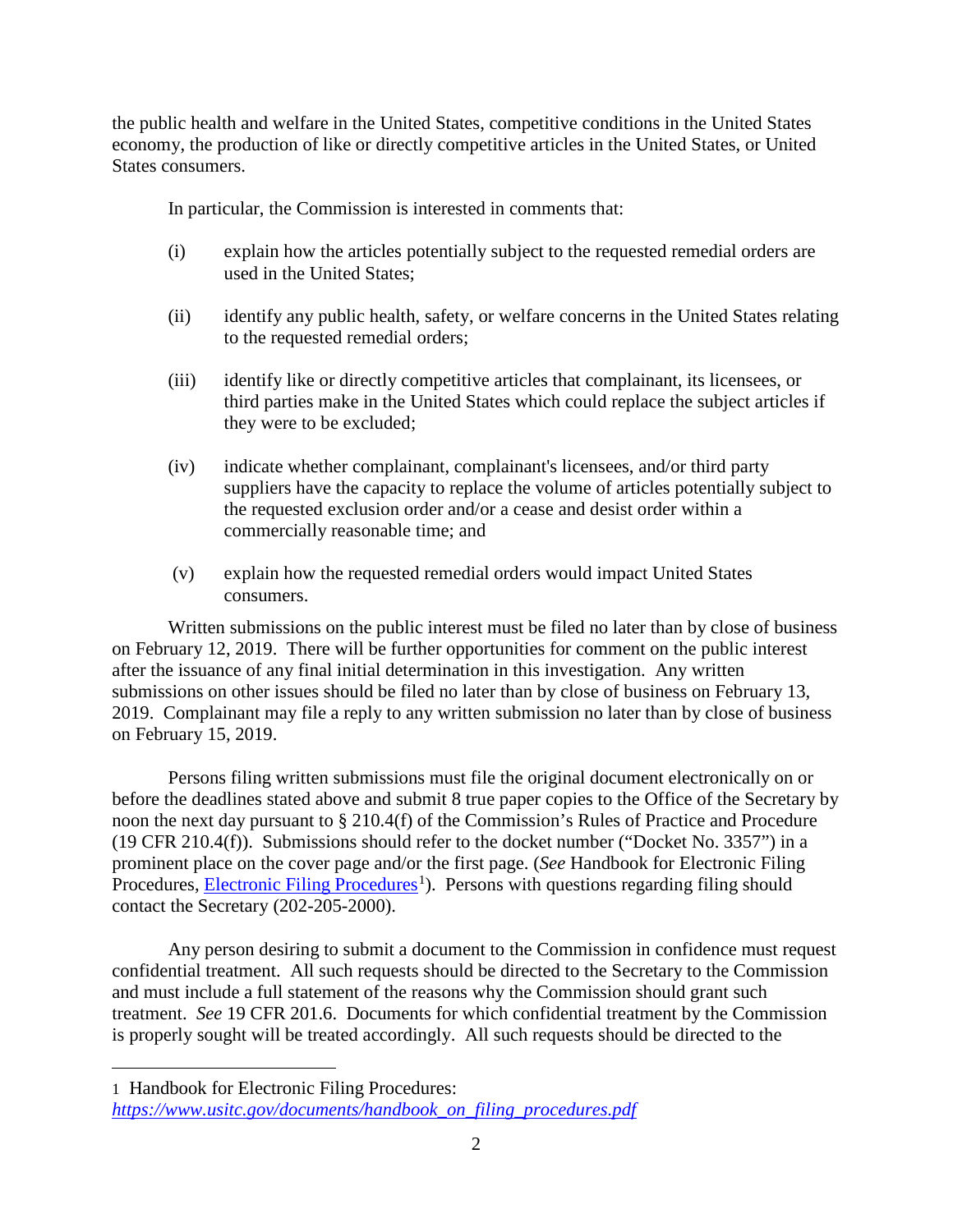the public health and welfare in the United States, competitive conditions in the United States economy, the production of like or directly competitive articles in the United States, or United States consumers.

In particular, the Commission is interested in comments that:

(i) explain how the articles potentially subject to the requested remedial orders are used in the United States;

(ii) identify any public health, safety, or welfare concerns in the United States relating to the requested remedial orders;

(iii) identify like or directly competitive articles that complainant, its licensees, or third parties make in the United States which could replace the subject articles if they were to be excluded;

(iv) indicate whether complainant, complainant's licensees, and/or third party suppliers have the capacity to replace the volume of articles potentially subject to the requested exclusion order and/or a cease and desist order within a commercially reasonable time; and

(v) explain how the requested remedial orders would impact United States consumers.

Written submissions on the public interest must be filed no later than by close of business on February 12, 2019. There will be further opportunities for comment on the public interest after the issuance of any final initial determination in this investigation. Any written submissions on other issues should be filed no later than by close of business on February 13, 2019. Complainant may file a reply to any written submission no later than by close of business on February 15, 2019.

Persons filing written submissions must file the original document electronically on or before the deadlines stated above and submit 8 true paper copies to the Office of the Secretary by noon the next day pursuant to § 210.4(f) of the Commission's Rules of Practice and Procedure (19 CFR 210.4(f)). Submissions should refer to the docket number ("Docket No. 3357") in a prominent place on the cover page and/or the first page. (*See* Handbook for Electronic Filing Procedures, [Electronic Filing Procedures][1]). Persons with questions regarding filing should contact the Secretary (202-205-2000).

Any person desiring to submit a document to the Commission in confidence must request confidential treatment. All such requests should be directed to the Secretary to the Commission and must include a full statement of the reasons why the Commission should grant such treatment. *See* 19 CFR 201.6. Documents for which confidential treatment by the Commission is properly sought will be treated accordingly. All such requests should be directed to the

---

1 Handbook for Electronic Filing Procedures: *https://www.usitc.gov/documents/handbook_on_filing_procedures.pdf*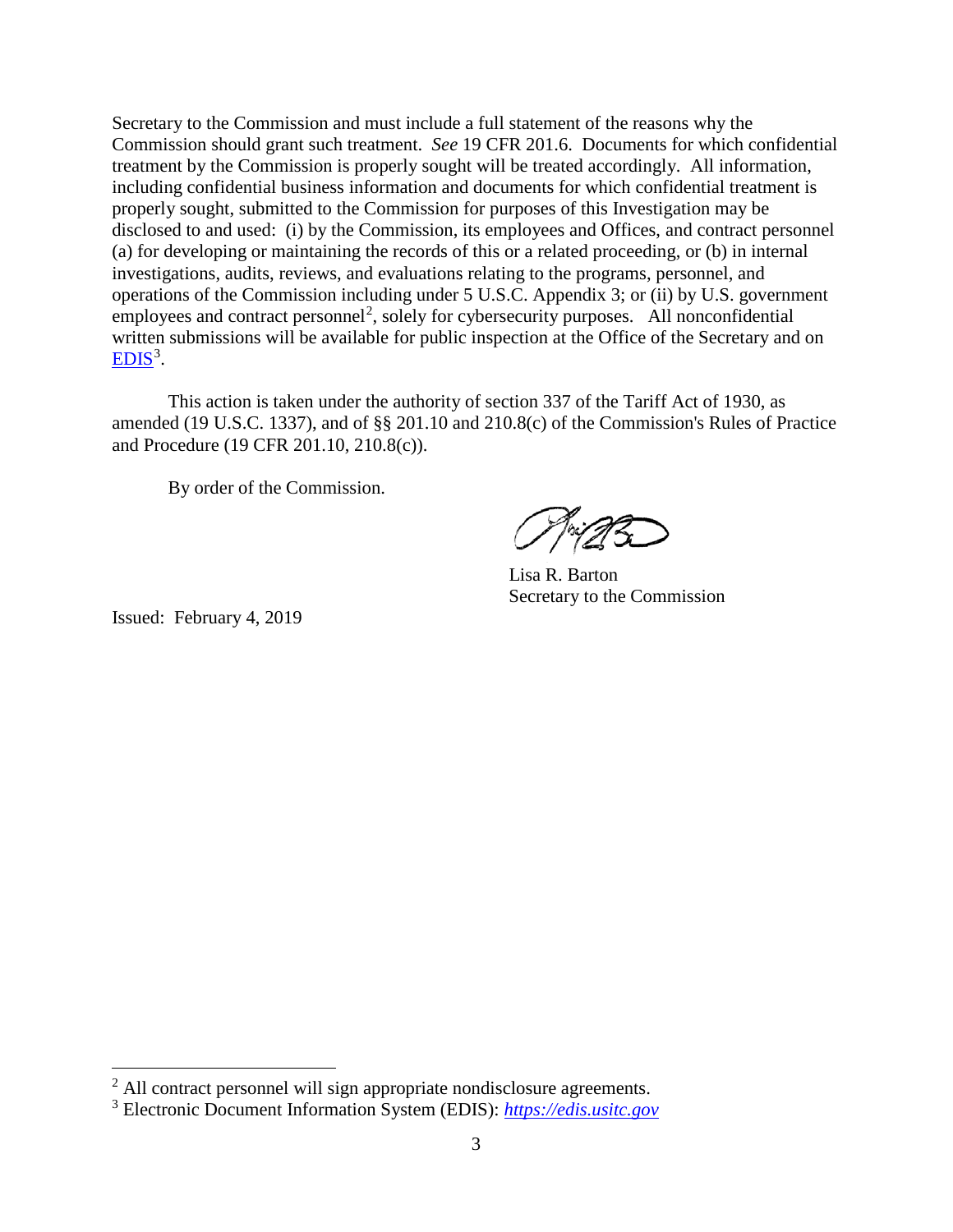Secretary to the Commission and must include a full statement of the reasons why the Commission should grant such treatment. *See* 19 CFR 201.6. Documents for which confidential treatment by the Commission is properly sought will be treated accordingly. All information, including confidential business information and documents for which confidential treatment is properly sought, submitted to the Commission for purposes of this Investigation may be disclosed to and used: (i) by the Commission, its employees and Offices, and contract personnel (a) for developing or maintaining the records of this or a related proceeding, or (b) in internal investigations, audits, reviews, and evaluations relating to the programs, personnel, and operations of the Commission including under 5 U.S.C. Appendix 3; or (ii) by U.S. government employees and contract personnel[2], solely for cybersecurity purposes. All nonconfidential written submissions will be available for public inspection at the Office of the Secretary and on EDIS[3].

This action is taken under the authority of section 337 of the Tariff Act of 1930, as amended (19 U.S.C. 1337), and of §§ 201.10 and 210.8(c) of the Commission's Rules of Practice and Procedure (19 CFR 201.10, 210.8(c)).

By order of the Commission.

Lisa R. Barton
Secretary to the Commission

Issued: February 4, 2019

[2] All contract personnel will sign appropriate nondisclosure agreements.

[3] Electronic Document Information System (EDIS): *https://edis.usitc.gov*